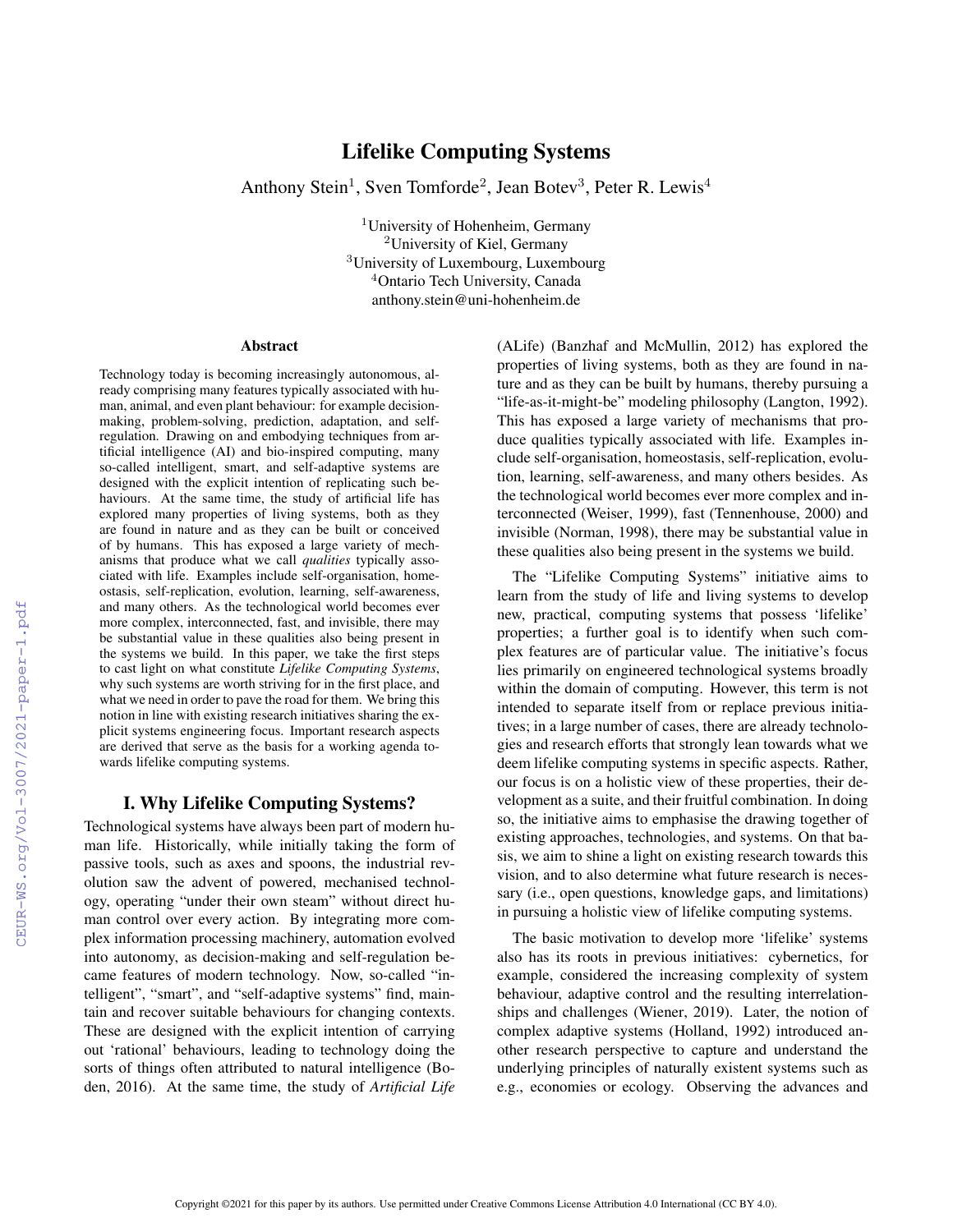# Lifelike Computing Systems

Anthony Stein[1], Sven Tomforde[2], Jean Botev[3], Peter R. Lewis[4]

[1]University of Hohenheim, Germany
[2]University of Kiel, Germany
[3]University of Luxembourg, Luxembourg
[4]Ontario Tech University, Canada
anthony.stein@uni-hohenheim.de

## Abstract

Technology today is becoming increasingly autonomous, already comprising many features typically associated with human, animal, and even plant behaviour: for example decision-making, problem-solving, prediction, adaptation, and self-regulation. Drawing on and embodying techniques from artificial intelligence (AI) and bio-inspired computing, many so-called intelligent, smart, and self-adaptive systems are designed with the explicit intention of replicating such behaviours. At the same time, the study of artificial life has explored many properties of living systems, both as they are found in nature and as they can be built or conceived of by humans. This has exposed a large variety of mechanisms that produce what we call *qualities* typically associated with life. Examples include self-organisation, homeostasis, self-replication, evolution, learning, self-awareness, and many others. As the technological world becomes ever more complex, interconnected, fast, and invisible, there may be substantial value in these qualities also being present in the systems we build. In this paper, we take the first steps to cast light on what constitute *Lifelike Computing Systems*, why such systems are worth striving for in the first place, and what we need in order to pave the road for them. We bring this notion in line with existing research initiatives sharing the explicit systems engineering focus. Important research aspects are derived that serve as the basis for a working agenda towards lifelike computing systems.

## I. Why Lifelike Computing Systems?

Technological systems have always been part of modern human life. Historically, while initially taking the form of passive tools, such as axes and spoons, the industrial revolution saw the advent of powered, mechanised technology, operating "under their own steam" without direct human control over every action. By integrating more complex information processing machinery, automation evolved into autonomy, as decision-making and self-regulation became features of modern technology. Now, so-called "intelligent", "smart", and "self-adaptive systems" find, maintain and recover suitable behaviours for changing contexts. These are designed with the explicit intention of carrying out 'rational' behaviours, leading to technology doing the sorts of things often attributed to natural intelligence (Boden, 2016). At the same time, the study of *Artificial Life* (ALife) (Banzhaf and McMullin, 2012) has explored the properties of living systems, both as they are found in nature and as they can be built by humans, thereby pursuing a "life-as-it-might-be" modeling philosophy (Langton, 1992). This has exposed a large variety of mechanisms that produce qualities typically associated with life. Examples include self-organisation, homeostasis, self-replication, evolution, learning, self-awareness, and many others besides. As the technological world becomes ever more complex and interconnected (Weiser, 1999), fast (Tennenhouse, 2000) and invisible (Norman, 1998), there may be substantial value in these qualities also being present in the systems we build.

The "Lifelike Computing Systems" initiative aims to learn from the study of life and living systems to develop new, practical, computing systems that possess 'lifelike' properties; a further goal is to identify when such complex features are of particular value. The initiative's focus lies primarily on engineered technological systems broadly within the domain of computing. However, this term is not intended to separate itself from or replace previous initiatives; in a large number of cases, there are already technologies and research efforts that strongly lean towards what we deem lifelike computing systems in specific aspects. Rather, our focus is on a holistic view of these properties, their development as a suite, and their fruitful combination. In doing so, the initiative aims to emphasise the drawing together of existing approaches, technologies, and systems. On that basis, we aim to shine a light on existing research towards this vision, and to also determine what future research is necessary (i.e., open questions, knowledge gaps, and limitations) in pursuing a holistic view of lifelike computing systems.

The basic motivation to develop more 'lifelike' systems also has its roots in previous initiatives: cybernetics, for example, considered the increasing complexity of system behaviour, adaptive control and the resulting interrelationships and challenges (Wiener, 2019). Later, the notion of complex adaptive systems (Holland, 1992) introduced another research perspective to capture and understand the underlying principles of naturally existent systems such as e.g., economies or ecology. Observing the advances and

Copyright ©2021 for this paper by its authors. Use permitted under Creative Commons License Attribution 4.0 International (CC BY 4.0).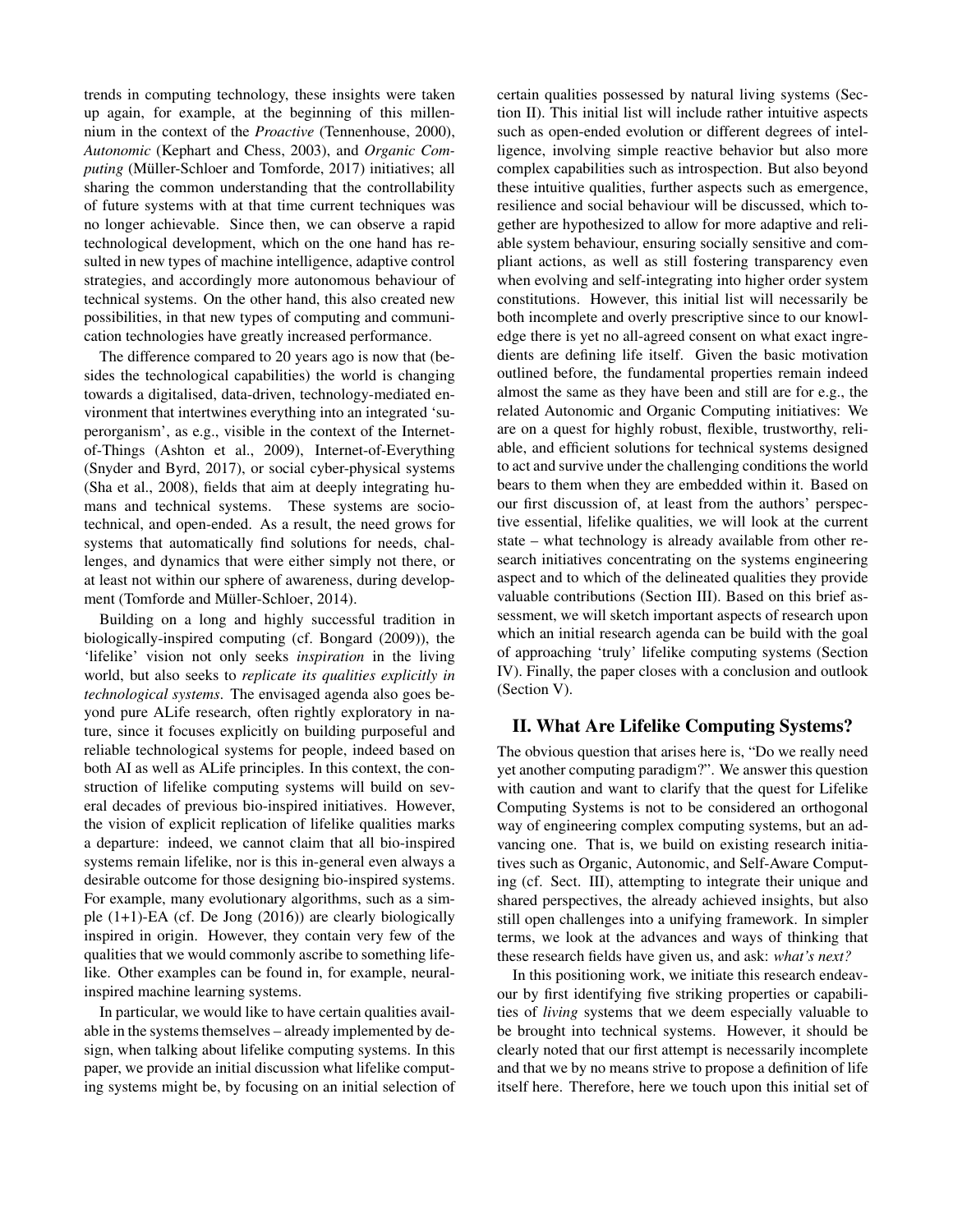trends in computing technology, these insights were taken up again, for example, at the beginning of this millennium in the context of the *Proactive* (Tennenhouse, 2000), *Autonomic* (Kephart and Chess, 2003), and *Organic Computing* (Müller-Schloer and Tomforde, 2017) initiatives; all sharing the common understanding that the controllability of future systems with at that time current techniques was no longer achievable. Since then, we can observe a rapid technological development, which on the one hand has resulted in new types of machine intelligence, adaptive control strategies, and accordingly more autonomous behaviour of technical systems. On the other hand, this also created new possibilities, in that new types of computing and communication technologies have greatly increased performance.

The difference compared to 20 years ago is now that (besides the technological capabilities) the world is changing towards a digitalised, data-driven, technology-mediated environment that intertwines everything into an integrated 'superorganism', as e.g., visible in the context of the Internet-of-Things (Ashton et al., 2009), Internet-of-Everything (Snyder and Byrd, 2017), or social cyber-physical systems (Sha et al., 2008), fields that aim at deeply integrating humans and technical systems. These systems are socio-technical, and open-ended. As a result, the need grows for systems that automatically find solutions for needs, challenges, and dynamics that were either simply not there, or at least not within our sphere of awareness, during development (Tomforde and Müller-Schloer, 2014).

Building on a long and highly successful tradition in biologically-inspired computing (cf. Bongard (2009)), the 'lifelike' vision not only seeks *inspiration* in the living world, but also seeks to *replicate its qualities explicitly in technological systems*. The envisaged agenda also goes beyond pure ALife research, often rightly exploratory in nature, since it focuses explicitly on building purposeful and reliable technological systems for people, indeed based on both AI as well as ALife principles. In this context, the construction of lifelike computing systems will build on several decades of previous bio-inspired initiatives. However, the vision of explicit replication of lifelike qualities marks a departure: indeed, we cannot claim that all bio-inspired systems remain lifelike, nor is this in-general even always a desirable outcome for those designing bio-inspired systems. For example, many evolutionary algorithms, such as a simple (1+1)-EA (cf. De Jong (2016)) are clearly biologically inspired in origin. However, they contain very few of the qualities that we would commonly ascribe to something lifelike. Other examples can be found in, for example, neural-inspired machine learning systems.

In particular, we would like to have certain qualities available in the systems themselves – already implemented by design, when talking about lifelike computing systems. In this paper, we provide an initial discussion what lifelike computing systems might be, by focusing on an initial selection of certain qualities possessed by natural living systems (Section II). This initial list will include rather intuitive aspects such as open-ended evolution or different degrees of intelligence, involving simple reactive behavior but also more complex capabilities such as introspection. But also beyond these intuitive qualities, further aspects such as emergence, resilience and social behaviour will be discussed, which together are hypothesized to allow for more adaptive and reliable system behaviour, ensuring socially sensitive and compliant actions, as well as still fostering transparency even when evolving and self-integrating into higher order system constitutions. However, this initial list will necessarily be both incomplete and overly prescriptive since to our knowledge there is yet no all-agreed consent on what exact ingredients are defining life itself. Given the basic motivation outlined before, the fundamental properties remain indeed almost the same as they have been and still are for e.g., the related Autonomic and Organic Computing initiatives: We are on a quest for highly robust, flexible, trustworthy, reliable, and efficient solutions for technical systems designed to act and survive under the challenging conditions the world bears to them when they are embedded within it. Based on our first discussion of, at least from the authors' perspective essential, lifelike qualities, we will look at the current state – what technology is already available from other research initiatives concentrating on the systems engineering aspect and to which of the delineated qualities they provide valuable contributions (Section III). Based on this brief assessment, we will sketch important aspects of research upon which an initial research agenda can be build with the goal of approaching 'truly' lifelike computing systems (Section IV). Finally, the paper closes with a conclusion and outlook (Section V).

## II. What Are Lifelike Computing Systems?

The obvious question that arises here is, "Do we really need yet another computing paradigm?". We answer this question with caution and want to clarify that the quest for Lifelike Computing Systems is not to be considered an orthogonal way of engineering complex computing systems, but an advancing one. That is, we build on existing research initiatives such as Organic, Autonomic, and Self-Aware Computing (cf. Sect. III), attempting to integrate their unique and shared perspectives, the already achieved insights, but also still open challenges into a unifying framework. In simpler terms, we look at the advances and ways of thinking that these research fields have given us, and ask: *what's next?*

In this positioning work, we initiate this research endeavour by first identifying five striking properties or capabilities of *living* systems that we deem especially valuable to be brought into technical systems. However, it should be clearly noted that our first attempt is necessarily incomplete and that we by no means strive to propose a definition of life itself here. Therefore, here we touch upon this initial set of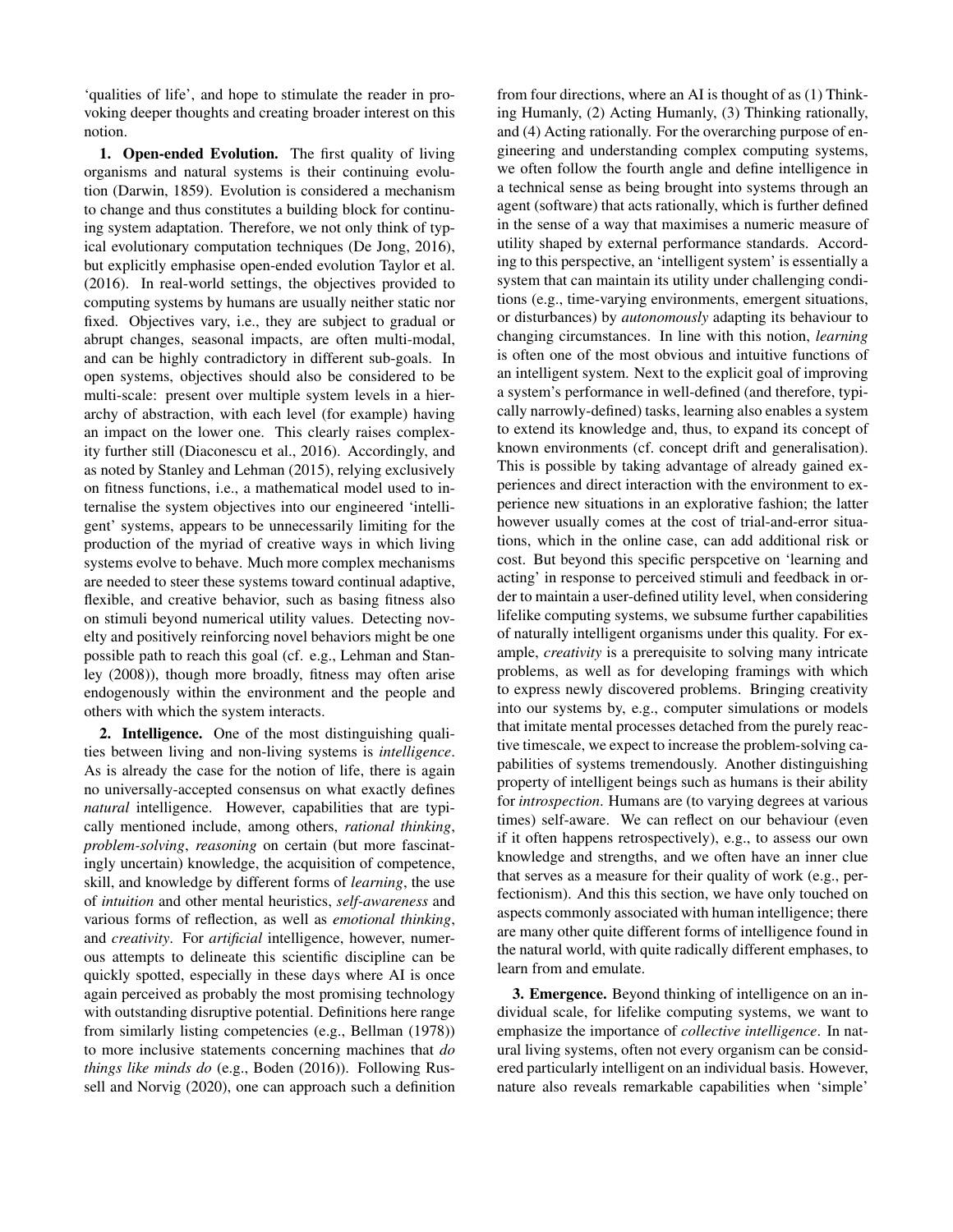'qualities of life', and hope to stimulate the reader in provoking deeper thoughts and creating broader interest on this notion.

**1. Open-ended Evolution.** The first quality of living organisms and natural systems is their continuing evolution (Darwin, 1859). Evolution is considered a mechanism to change and thus constitutes a building block for continuing system adaptation. Therefore, we not only think of typical evolutionary computation techniques (De Jong, 2016), but explicitly emphasise open-ended evolution Taylor et al. (2016). In real-world settings, the objectives provided to computing systems by humans are usually neither static nor fixed. Objectives vary, i.e., they are subject to gradual or abrupt changes, seasonal impacts, are often multi-modal, and can be highly contradictory in different sub-goals. In open systems, objectives should also be considered to be multi-scale: present over multiple system levels in a hierarchy of abstraction, with each level (for example) having an impact on the lower one. This clearly raises complexity further still (Diaconescu et al., 2016). Accordingly, and as noted by Stanley and Lehman (2015), relying exclusively on fitness functions, i.e., a mathematical model used to internalise the system objectives into our engineered 'intelligent' systems, appears to be unnecessarily limiting for the production of the myriad of creative ways in which living systems evolve to behave. Much more complex mechanisms are needed to steer these systems toward continual adaptive, flexible, and creative behavior, such as basing fitness also on stimuli beyond numerical utility values. Detecting novelty and positively reinforcing novel behaviors might be one possible path to reach this goal (cf. e.g., Lehman and Stanley (2008)), though more broadly, fitness may often arise endogenously within the environment and the people and others with which the system interacts.

**2. Intelligence.** One of the most distinguishing qualities between living and non-living systems is *intelligence*. As is already the case for the notion of life, there is again no universally-accepted consensus on what exactly defines *natural* intelligence. However, capabilities that are typically mentioned include, among others, *rational thinking*, *problem-solving*, *reasoning* on certain (but more fascinatingly uncertain) knowledge, the acquisition of competence, skill, and knowledge by different forms of *learning*, the use of *intuition* and other mental heuristics, *self-awareness* and various forms of reflection, as well as *emotional thinking*, and *creativity*. For *artificial* intelligence, however, numerous attempts to delineate this scientific discipline can be quickly spotted, especially in these days where AI is once again perceived as probably the most promising technology with outstanding disruptive potential. Definitions here range from similarly listing competencies (e.g., Bellman (1978)) to more inclusive statements concerning machines that *do things like minds do* (e.g., Boden (2016)). Following Russell and Norvig (2020), one can approach such a definition from four directions, where an AI is thought of as (1) Thinking Humanly, (2) Acting Humanly, (3) Thinking rationally, and (4) Acting rationally. For the overarching purpose of engineering and understanding complex computing systems, we often follow the fourth angle and define intelligence in a technical sense as being brought into systems through an agent (software) that acts rationally, which is further defined in the sense of a way that maximises a numeric measure of utility shaped by external performance standards. According to this perspective, an 'intelligent system' is essentially a system that can maintain its utility under challenging conditions (e.g., time-varying environments, emergent situations, or disturbances) by *autonomously* adapting its behaviour to changing circumstances. In line with this notion, *learning* is often one of the most obvious and intuitive functions of an intelligent system. Next to the explicit goal of improving a system's performance in well-defined (and therefore, typically narrowly-defined) tasks, learning also enables a system to extend its knowledge and, thus, to expand its concept of known environments (cf. concept drift and generalisation). This is possible by taking advantage of already gained experiences and direct interaction with the environment to experience new situations in an explorative fashion; the latter however usually comes at the cost of trial-and-error situations, which in the online case, can add additional risk or cost. But beyond this specific perspcetive on 'learning and acting' in response to perceived stimuli and feedback in order to maintain a user-defined utility level, when considering lifelike computing systems, we subsume further capabilities of naturally intelligent organisms under this quality. For example, *creativity* is a prerequisite to solving many intricate problems, as well as for developing framings with which to express newly discovered problems. Bringing creativity into our systems by, e.g., computer simulations or models that imitate mental processes detached from the purely reactive timescale, we expect to increase the problem-solving capabilities of systems tremendously. Another distinguishing property of intelligent beings such as humans is their ability for *introspection*. Humans are (to varying degrees at various times) self-aware. We can reflect on our behaviour (even if it often happens retrospectively), e.g., to assess our own knowledge and strengths, and we often have an inner clue that serves as a measure for their quality of work (e.g., perfectionism). And this this section, we have only touched on aspects commonly associated with human intelligence; there are many other quite different forms of intelligence found in the natural world, with quite radically different emphases, to learn from and emulate.

**3. Emergence.** Beyond thinking of intelligence on an individual scale, for lifelike computing systems, we want to emphasize the importance of *collective intelligence*. In natural living systems, often not every organism can be considered particularly intelligent on an individual basis. However, nature also reveals remarkable capabilities when 'simple'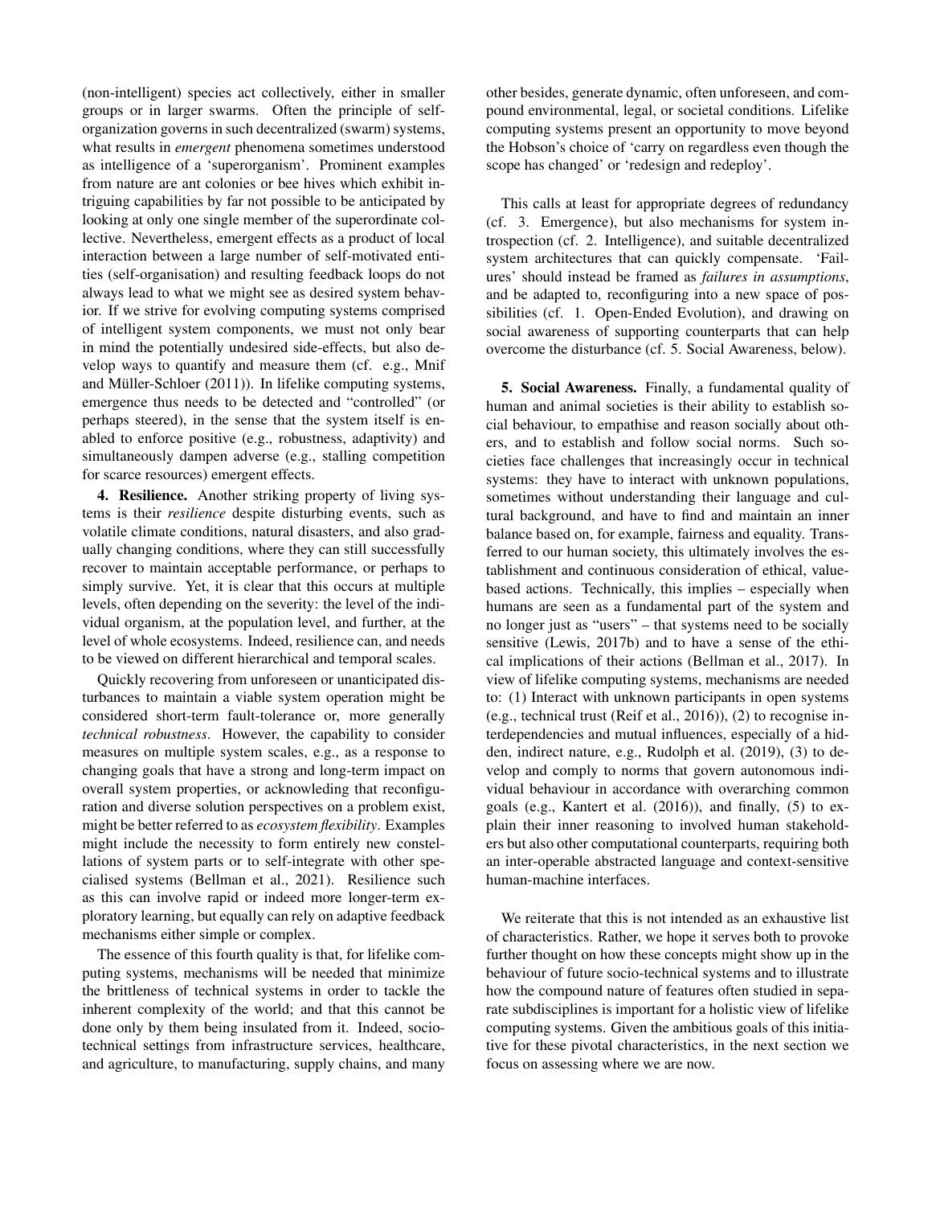(non-intelligent) species act collectively, either in smaller groups or in larger swarms. Often the principle of self-organization governs in such decentralized (swarm) systems, what results in *emergent* phenomena sometimes understood as intelligence of a 'superorganism'. Prominent examples from nature are ant colonies or bee hives which exhibit intriguing capabilities by far not possible to be anticipated by looking at only one single member of the superordinate collective. Nevertheless, emergent effects as a product of local interaction between a large number of self-motivated entities (self-organisation) and resulting feedback loops do not always lead to what we might see as desired system behavior. If we strive for evolving computing systems comprised of intelligent system components, we must not only bear in mind the potentially undesired side-effects, but also develop ways to quantify and measure them (cf. e.g., Mnif and Müller-Schloer (2011)). In lifelike computing systems, emergence thus needs to be detected and "controlled" (or perhaps steered), in the sense that the system itself is enabled to enforce positive (e.g., robustness, adaptivity) and simultaneously dampen adverse (e.g., stalling competition for scarce resources) emergent effects.

**4. Resilience.** Another striking property of living systems is their *resilience* despite disturbing events, such as volatile climate conditions, natural disasters, and also gradually changing conditions, where they can still successfully recover to maintain acceptable performance, or perhaps to simply survive. Yet, it is clear that this occurs at multiple levels, often depending on the severity: the level of the individual organism, at the population level, and further, at the level of whole ecosystems. Indeed, resilience can, and needs to be viewed on different hierarchical and temporal scales.

Quickly recovering from unforeseen or unanticipated disturbances to maintain a viable system operation might be considered short-term fault-tolerance or, more generally *technical robustness*. However, the capability to consider measures on multiple system scales, e.g., as a response to changing goals that have a strong and long-term impact on overall system properties, or acknowleding that reconfiguration and diverse solution perspectives on a problem exist, might be better referred to as *ecosystem flexibility*. Examples might include the necessity to form entirely new constellations of system parts or to self-integrate with other specialised systems (Bellman et al., 2021). Resilience such as this can involve rapid or indeed more longer-term exploratory learning, but equally can rely on adaptive feedback mechanisms either simple or complex.

The essence of this fourth quality is that, for lifelike computing systems, mechanisms will be needed that minimize the brittleness of technical systems in order to tackle the inherent complexity of the world; and that this cannot be done only by them being insulated from it. Indeed, socio-technical settings from infrastructure services, healthcare, and agriculture, to manufacturing, supply chains, and many other besides, generate dynamic, often unforeseen, and compound environmental, legal, or societal conditions. Lifelike computing systems present an opportunity to move beyond the Hobson's choice of 'carry on regardless even though the scope has changed' or 'redesign and redeploy'.

This calls at least for appropriate degrees of redundancy (cf. 3. Emergence), but also mechanisms for system introspection (cf. 2. Intelligence), and suitable decentralized system architectures that can quickly compensate. 'Failures' should instead be framed as *failures in assumptions*, and be adapted to, reconfiguring into a new space of possibilities (cf. 1. Open-Ended Evolution), and drawing on social awareness of supporting counterparts that can help overcome the disturbance (cf. 5. Social Awareness, below).

**5. Social Awareness.** Finally, a fundamental quality of human and animal societies is their ability to establish social behaviour, to empathise and reason socially about others, and to establish and follow social norms. Such societies face challenges that increasingly occur in technical systems: they have to interact with unknown populations, sometimes without understanding their language and cultural background, and have to find and maintain an inner balance based on, for example, fairness and equality. Transferred to our human society, this ultimately involves the establishment and continuous consideration of ethical, value-based actions. Technically, this implies – especially when humans are seen as a fundamental part of the system and no longer just as "users" – that systems need to be socially sensitive (Lewis, 2017b) and to have a sense of the ethical implications of their actions (Bellman et al., 2017). In view of lifelike computing systems, mechanisms are needed to: (1) Interact with unknown participants in open systems (e.g., technical trust (Reif et al., 2016)), (2) to recognise interdependencies and mutual influences, especially of a hidden, indirect nature, e.g., Rudolph et al. (2019), (3) to develop and comply to norms that govern autonomous individual behaviour in accordance with overarching common goals (e.g., Kantert et al. (2016)), and finally, (5) to explain their inner reasoning to involved human stakeholders but also other computational counterparts, requiring both an inter-operable abstracted language and context-sensitive human-machine interfaces.

We reiterate that this is not intended as an exhaustive list of characteristics. Rather, we hope it serves both to provoke further thought on how these concepts might show up in the behaviour of future socio-technical systems and to illustrate how the compound nature of features often studied in separate subdisciplines is important for a holistic view of lifelike computing systems. Given the ambitious goals of this initiative for these pivotal characteristics, in the next section we focus on assessing where we are now.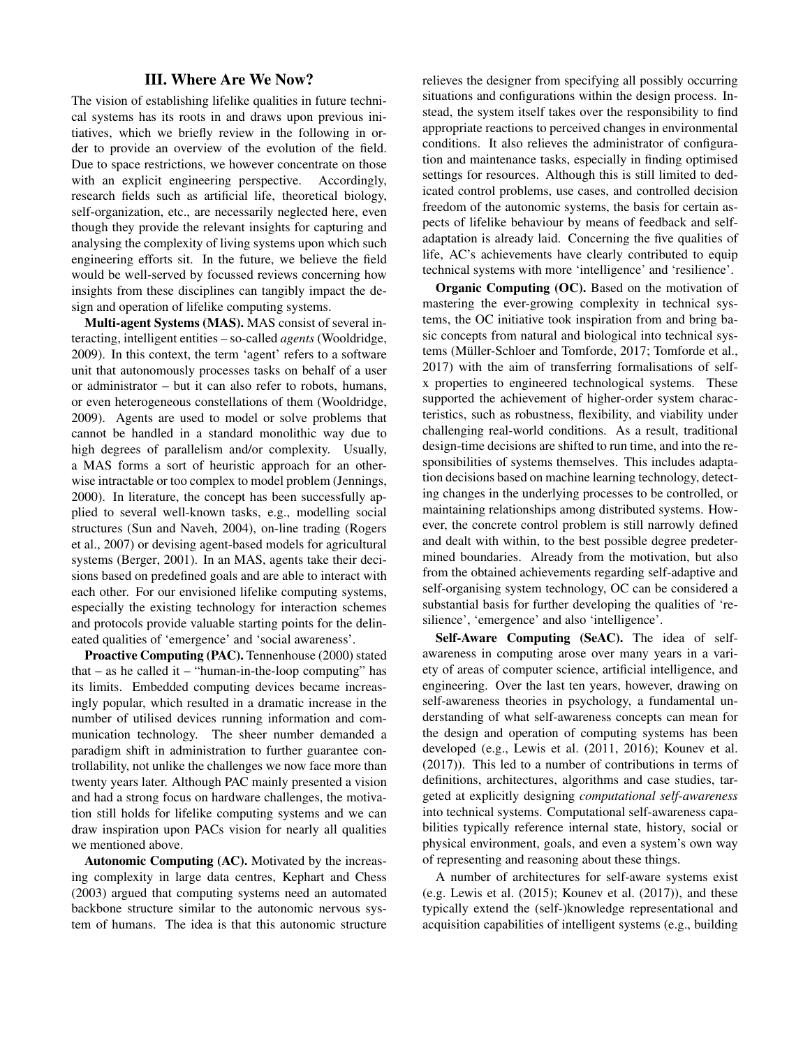## III. Where Are We Now?

The vision of establishing lifelike qualities in future technical systems has its roots in and draws upon previous initiatives, which we briefly review in the following in order to provide an overview of the evolution of the field. Due to space restrictions, we however concentrate on those with an explicit engineering perspective. Accordingly, research fields such as artificial life, theoretical biology, self-organization, etc., are necessarily neglected here, even though they provide the relevant insights for capturing and analysing the complexity of living systems upon which such engineering efforts sit. In the future, we believe the field would be well-served by focussed reviews concerning how insights from these disciplines can tangibly impact the design and operation of lifelike computing systems.

**Multi-agent Systems (MAS).** MAS consist of several interacting, intelligent entities – so-called *agents* (Wooldridge, 2009). In this context, the term 'agent' refers to a software unit that autonomously processes tasks on behalf of a user or administrator – but it can also refer to robots, humans, or even heterogeneous constellations of them (Wooldridge, 2009). Agents are used to model or solve problems that cannot be handled in a standard monolithic way due to high degrees of parallelism and/or complexity. Usually, a MAS forms a sort of heuristic approach for an otherwise intractable or too complex to model problem (Jennings, 2000). In literature, the concept has been successfully applied to several well-known tasks, e.g., modelling social structures (Sun and Naveh, 2004), on-line trading (Rogers et al., 2007) or devising agent-based models for agricultural systems (Berger, 2001). In an MAS, agents take their decisions based on predefined goals and are able to interact with each other. For our envisioned lifelike computing systems, especially the existing technology for interaction schemes and protocols provide valuable starting points for the delineated qualities of 'emergence' and 'social awareness'.

**Proactive Computing (PAC).** Tennenhouse (2000) stated that – as he called it – "human-in-the-loop computing" has its limits. Embedded computing devices became increasingly popular, which resulted in a dramatic increase in the number of utilised devices running information and communication technology. The sheer number demanded a paradigm shift in administration to further guarantee controllability, not unlike the challenges we now face more than twenty years later. Although PAC mainly presented a vision and had a strong focus on hardware challenges, the motivation still holds for lifelike computing systems and we can draw inspiration upon PACs vision for nearly all qualities we mentioned above.

**Autonomic Computing (AC).** Motivated by the increasing complexity in large data centres, Kephart and Chess (2003) argued that computing systems need an automated backbone structure similar to the autonomic nervous system of humans. The idea is that this autonomic structure relieves the designer from specifying all possibly occurring situations and configurations within the design process. Instead, the system itself takes over the responsibility to find appropriate reactions to perceived changes in environmental conditions. It also relieves the administrator of configuration and maintenance tasks, especially in finding optimised settings for resources. Although this is still limited to dedicated control problems, use cases, and controlled decision freedom of the autonomic systems, the basis for certain aspects of lifelike behaviour by means of feedback and self-adaptation is already laid. Concerning the five qualities of life, AC's achievements have clearly contributed to equip technical systems with more 'intelligence' and 'resilience'.

**Organic Computing (OC).** Based on the motivation of mastering the ever-growing complexity in technical systems, the OC initiative took inspiration from and bring basic concepts from natural and biological into technical systems (Müller-Schloer and Tomforde, 2017; Tomforde et al., 2017) with the aim of transferring formalisations of self-x properties to engineered technological systems. These supported the achievement of higher-order system characteristics, such as robustness, flexibility, and viability under challenging real-world conditions. As a result, traditional design-time decisions are shifted to run time, and into the responsibilities of systems themselves. This includes adaptation decisions based on machine learning technology, detecting changes in the underlying processes to be controlled, or maintaining relationships among distributed systems. However, the concrete control problem is still narrowly defined and dealt with within, to the best possible degree predetermined boundaries. Already from the motivation, but also from the obtained achievements regarding self-adaptive and self-organising system technology, OC can be considered a substantial basis for further developing the qualities of 'resilience', 'emergence' and also 'intelligence'.

**Self-Aware Computing (SeAC).** The idea of self-awareness in computing arose over many years in a variety of areas of computer science, artificial intelligence, and engineering. Over the last ten years, however, drawing on self-awareness theories in psychology, a fundamental understanding of what self-awareness concepts can mean for the design and operation of computing systems has been developed (e.g., Lewis et al. (2011, 2016); Kounev et al. (2017)). This led to a number of contributions in terms of definitions, architectures, algorithms and case studies, targeted at explicitly designing *computational self-awareness* into technical systems. Computational self-awareness capabilities typically reference internal state, history, social or physical environment, goals, and even a system's own way of representing and reasoning about these things.

A number of architectures for self-aware systems exist (e.g. Lewis et al. (2015); Kounev et al. (2017)), and these typically extend the (self-)knowledge representational and acquisition capabilities of intelligent systems (e.g., building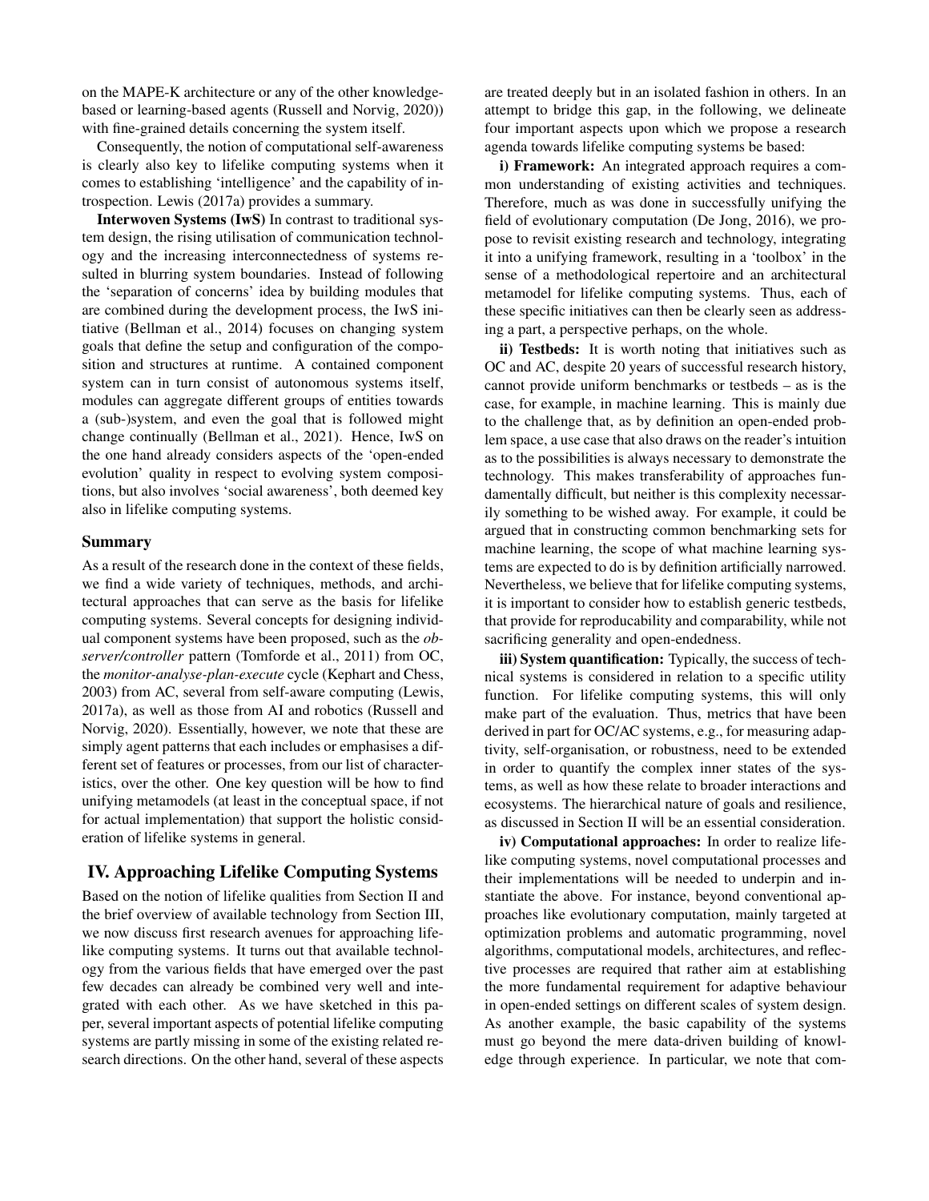on the MAPE-K architecture or any of the other knowledge-based or learning-based agents (Russell and Norvig, 2020)) with fine-grained details concerning the system itself.

Consequently, the notion of computational self-awareness is clearly also key to lifelike computing systems when it comes to establishing 'intelligence' and the capability of introspection. Lewis (2017a) provides a summary.

**Interwoven Systems (IwS)** In contrast to traditional system design, the rising utilisation of communication technology and the increasing interconnectedness of systems resulted in blurring system boundaries. Instead of following the 'separation of concerns' idea by building modules that are combined during the development process, the IwS initiative (Bellman et al., 2014) focuses on changing system goals that define the setup and configuration of the composition and structures at runtime. A contained component system can in turn consist of autonomous systems itself, modules can aggregate different groups of entities towards a (sub-)system, and even the goal that is followed might change continually (Bellman et al., 2021). Hence, IwS on the one hand already considers aspects of the 'open-ended evolution' quality in respect to evolving system compositions, but also involves 'social awareness', both deemed key also in lifelike computing systems.

### Summary

As a result of the research done in the context of these fields, we find a wide variety of techniques, methods, and architectural approaches that can serve as the basis for lifelike computing systems. Several concepts for designing individual component systems have been proposed, such as the *observer/controller* pattern (Tomforde et al., 2011) from OC, the *monitor-analyse-plan-execute* cycle (Kephart and Chess, 2003) from AC, several from self-aware computing (Lewis, 2017a), as well as those from AI and robotics (Russell and Norvig, 2020). Essentially, however, we note that these are simply agent patterns that each includes or emphasises a different set of features or processes, from our list of characteristics, over the other. One key question will be how to find unifying metamodels (at least in the conceptual space, if not for actual implementation) that support the holistic consideration of lifelike systems in general.

## IV. Approaching Lifelike Computing Systems

Based on the notion of lifelike qualities from Section II and the brief overview of available technology from Section III, we now discuss first research avenues for approaching lifelike computing systems. It turns out that available technology from the various fields that have emerged over the past few decades can already be combined very well and integrated with each other. As we have sketched in this paper, several important aspects of potential lifelike computing systems are partly missing in some of the existing related research directions. On the other hand, several of these aspects are treated deeply but in an isolated fashion in others. In an attempt to bridge this gap, in the following, we delineate four important aspects upon which we propose a research agenda towards lifelike computing systems be based:

**i) Framework:** An integrated approach requires a common understanding of existing activities and techniques. Therefore, much as was done in successfully unifying the field of evolutionary computation (De Jong, 2016), we propose to revisit existing research and technology, integrating it into a unifying framework, resulting in a 'toolbox' in the sense of a methodological repertoire and an architectural metamodel for lifelike computing systems. Thus, each of these specific initiatives can then be clearly seen as addressing a part, a perspective perhaps, on the whole.

**ii) Testbeds:** It is worth noting that initiatives such as OC and AC, despite 20 years of successful research history, cannot provide uniform benchmarks or testbeds – as is the case, for example, in machine learning. This is mainly due to the challenge that, as by definition an open-ended problem space, a use case that also draws on the reader's intuition as to the possibilities is always necessary to demonstrate the technology. This makes transferability of approaches fundamentally difficult, but neither is this complexity necessarily something to be wished away. For example, it could be argued that in constructing common benchmarking sets for machine learning, the scope of what machine learning systems are expected to do is by definition artificially narrowed. Nevertheless, we believe that for lifelike computing systems, it is important to consider how to establish generic testbeds, that provide for reproducability and comparability, while not sacrificing generality and open-endedness.

**iii) System quantification:** Typically, the success of technical systems is considered in relation to a specific utility function. For lifelike computing systems, this will only make part of the evaluation. Thus, metrics that have been derived in part for OC/AC systems, e.g., for measuring adaptivity, self-organisation, or robustness, need to be extended in order to quantify the complex inner states of the systems, as well as how these relate to broader interactions and ecosystems. The hierarchical nature of goals and resilience, as discussed in Section II will be an essential consideration.

**iv) Computational approaches:** In order to realize lifelike computing systems, novel computational processes and their implementations will be needed to underpin and instantiate the above. For instance, beyond conventional approaches like evolutionary computation, mainly targeted at optimization problems and automatic programming, novel algorithms, computational models, architectures, and reflective processes are required that rather aim at establishing the more fundamental requirement for adaptive behaviour in open-ended settings on different scales of system design. As another example, the basic capability of the systems must go beyond the mere data-driven building of knowledge through experience. In particular, we note that com-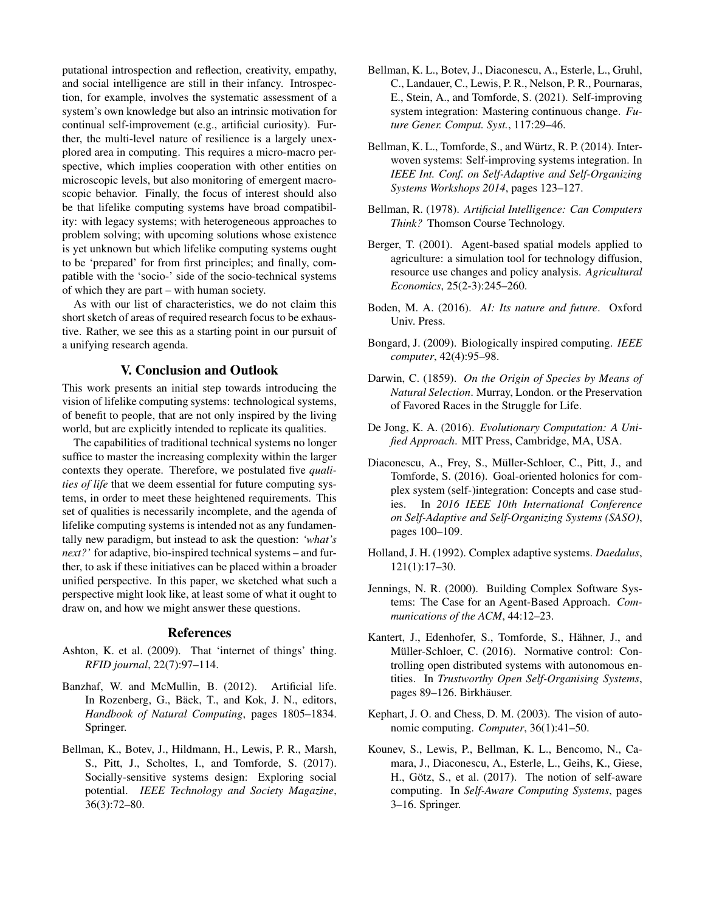putational introspection and reflection, creativity, empathy, and social intelligence are still in their infancy. Introspection, for example, involves the systematic assessment of a system's own knowledge but also an intrinsic motivation for continual self-improvement (e.g., artificial curiosity). Further, the multi-level nature of resilience is a largely unexplored area in computing. This requires a micro-macro perspective, which implies cooperation with other entities on microscopic levels, but also monitoring of emergent macroscopic behavior. Finally, the focus of interest should also be that lifelike computing systems have broad compatibility: with legacy systems; with heterogeneous approaches to problem solving; with upcoming solutions whose existence is yet unknown but which lifelike computing systems ought to be 'prepared' for from first principles; and finally, compatible with the 'socio-' side of the socio-technical systems of which they are part – with human society.

As with our list of characteristics, we do not claim this short sketch of areas of required research focus to be exhaustive. Rather, we see this as a starting point in our pursuit of a unifying research agenda.

## V. Conclusion and Outlook

This work presents an initial step towards introducing the vision of lifelike computing systems: technological systems, of benefit to people, that are not only inspired by the living world, but are explicitly intended to replicate its qualities.

The capabilities of traditional technical systems no longer suffice to master the increasing complexity within the larger contexts they operate. Therefore, we postulated five *qualities of life* that we deem essential for future computing systems, in order to meet these heightened requirements. This set of qualities is necessarily incomplete, and the agenda of lifelike computing systems is intended not as any fundamentally new paradigm, but instead to ask the question: *'what's next?'* for adaptive, bio-inspired technical systems – and further, to ask if these initiatives can be placed within a broader unified perspective. In this paper, we sketched what such a perspective might look like, at least some of what it ought to draw on, and how we might answer these questions.

## References

Ashton, K. et al. (2009). That 'internet of things' thing. *RFID journal*, 22(7):97–114.

Banzhaf, W. and McMullin, B. (2012). Artificial life. In Rozenberg, G., Bäck, T., and Kok, J. N., editors, *Handbook of Natural Computing*, pages 1805–1834. Springer.

Bellman, K., Botev, J., Hildmann, H., Lewis, P. R., Marsh, S., Pitt, J., Scholtes, I., and Tomforde, S. (2017). Socially-sensitive systems design: Exploring social potential. *IEEE Technology and Society Magazine*, 36(3):72–80.

Bellman, K. L., Botev, J., Diaconescu, A., Esterle, L., Gruhl, C., Landauer, C., Lewis, P. R., Nelson, P. R., Pournaras, E., Stein, A., and Tomforde, S. (2021). Self-improving system integration: Mastering continuous change. *Future Gener. Comput. Syst.*, 117:29–46.

Bellman, K. L., Tomforde, S., and Würtz, R. P. (2014). Interwoven systems: Self-improving systems integration. In *IEEE Int. Conf. on Self-Adaptive and Self-Organizing Systems Workshops 2014*, pages 123–127.

Bellman, R. (1978). *Artificial Intelligence: Can Computers Think?* Thomson Course Technology.

Berger, T. (2001). Agent-based spatial models applied to agriculture: a simulation tool for technology diffusion, resource use changes and policy analysis. *Agricultural Economics*, 25(2-3):245–260.

Boden, M. A. (2016). *AI: Its nature and future*. Oxford Univ. Press.

Bongard, J. (2009). Biologically inspired computing. *IEEE computer*, 42(4):95–98.

Darwin, C. (1859). *On the Origin of Species by Means of Natural Selection*. Murray, London. or the Preservation of Favored Races in the Struggle for Life.

De Jong, K. A. (2016). *Evolutionary Computation: A Unified Approach*. MIT Press, Cambridge, MA, USA.

Diaconescu, A., Frey, S., Müller-Schloer, C., Pitt, J., and Tomforde, S. (2016). Goal-oriented holonics for complex system (self-)integration: Concepts and case studies. In *2016 IEEE 10th International Conference on Self-Adaptive and Self-Organizing Systems (SASO)*, pages 100–109.

Holland, J. H. (1992). Complex adaptive systems. *Daedalus*, 121(1):17–30.

Jennings, N. R. (2000). Building Complex Software Systems: The Case for an Agent-Based Approach. *Communications of the ACM*, 44:12–23.

Kantert, J., Edenhofer, S., Tomforde, S., Hähner, J., and Müller-Schloer, C. (2016). Normative control: Controlling open distributed systems with autonomous entities. In *Trustworthy Open Self-Organising Systems*, pages 89–126. Birkhäuser.

Kephart, J. O. and Chess, D. M. (2003). The vision of autonomic computing. *Computer*, 36(1):41–50.

Kounev, S., Lewis, P., Bellman, K. L., Bencomo, N., Camara, J., Diaconescu, A., Esterle, L., Geihs, K., Giese, H., Götz, S., et al. (2017). The notion of self-aware computing. In *Self-Aware Computing Systems*, pages 3–16. Springer.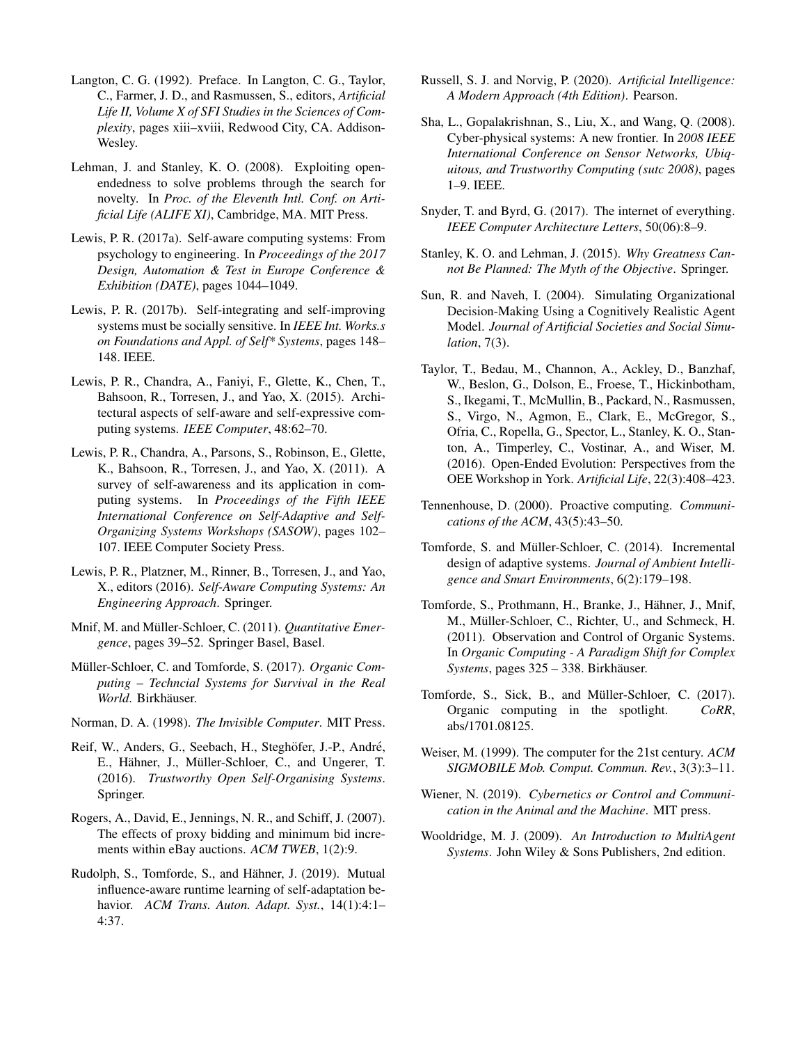Langton, C. G. (1992). Preface. In Langton, C. G., Taylor, C., Farmer, J. D., and Rasmussen, S., editors, *Artificial Life II, Volume X of SFI Studies in the Sciences of Complexity*, pages xiii–xviii, Redwood City, CA. Addison-Wesley.

Lehman, J. and Stanley, K. O. (2008). Exploiting open-endedness to solve problems through the search for novelty. In *Proc. of the Eleventh Intl. Conf. on Artificial Life (ALIFE XI)*, Cambridge, MA. MIT Press.

Lewis, P. R. (2017a). Self-aware computing systems: From psychology to engineering. In *Proceedings of the 2017 Design, Automation & Test in Europe Conference & Exhibition (DATE)*, pages 1044–1049.

Lewis, P. R. (2017b). Self-integrating and self-improving systems must be socially sensitive. In *IEEE Int. Works.s on Foundations and Appl. of Self* Systems*, pages 148–148. IEEE.

Lewis, P. R., Chandra, A., Faniyi, F., Glette, K., Chen, T., Bahsoon, R., Torresen, J., and Yao, X. (2015). Architectural aspects of self-aware and self-expressive computing systems. *IEEE Computer*, 48:62–70.

Lewis, P. R., Chandra, A., Parsons, S., Robinson, E., Glette, K., Bahsoon, R., Torresen, J., and Yao, X. (2011). A survey of self-awareness and its application in computing systems. In *Proceedings of the Fifth IEEE International Conference on Self-Adaptive and Self-Organizing Systems Workshops (SASOW)*, pages 102–107. IEEE Computer Society Press.

Lewis, P. R., Platzner, M., Rinner, B., Torresen, J., and Yao, X., editors (2016). *Self-Aware Computing Systems: An Engineering Approach*. Springer.

Mnif, M. and Müller-Schloer, C. (2011). *Quantitative Emergence*, pages 39–52. Springer Basel, Basel.

Müller-Schloer, C. and Tomforde, S. (2017). *Organic Computing – Techncial Systems for Survival in the Real World*. Birkhäuser.

Norman, D. A. (1998). *The Invisible Computer*. MIT Press.

Reif, W., Anders, G., Seebach, H., Steghöfer, J.-P., André, E., Hähner, J., Müller-Schloer, C., and Ungerer, T. (2016). *Trustworthy Open Self-Organising Systems*. Springer.

Rogers, A., David, E., Jennings, N. R., and Schiff, J. (2007). The effects of proxy bidding and minimum bid increments within eBay auctions. *ACM TWEB*, 1(2):9.

Rudolph, S., Tomforde, S., and Hähner, J. (2019). Mutual influence-aware runtime learning of self-adaptation behavior. *ACM Trans. Auton. Adapt. Syst.*, 14(1):4:1–4:37.

Russell, S. J. and Norvig, P. (2020). *Artificial Intelligence: A Modern Approach (4th Edition)*. Pearson.

Sha, L., Gopalakrishnan, S., Liu, X., and Wang, Q. (2008). Cyber-physical systems: A new frontier. In *2008 IEEE International Conference on Sensor Networks, Ubiquitous, and Trustworthy Computing (sutc 2008)*, pages 1–9. IEEE.

Snyder, T. and Byrd, G. (2017). The internet of everything. *IEEE Computer Architecture Letters*, 50(06):8–9.

Stanley, K. O. and Lehman, J. (2015). *Why Greatness Cannot Be Planned: The Myth of the Objective*. Springer.

Sun, R. and Naveh, I. (2004). Simulating Organizational Decision-Making Using a Cognitively Realistic Agent Model. *Journal of Artificial Societies and Social Simulation*, 7(3).

Taylor, T., Bedau, M., Channon, A., Ackley, D., Banzhaf, W., Beslon, G., Dolson, E., Froese, T., Hickinbotham, S., Ikegami, T., McMullin, B., Packard, N., Rasmussen, S., Virgo, N., Agmon, E., Clark, E., McGregor, S., Ofria, C., Ropella, G., Spector, L., Stanley, K. O., Stanton, A., Timperley, C., Vostinar, A., and Wiser, M. (2016). Open-Ended Evolution: Perspectives from the OEE Workshop in York. *Artificial Life*, 22(3):408–423.

Tennenhouse, D. (2000). Proactive computing. *Communications of the ACM*, 43(5):43–50.

Tomforde, S. and Müller-Schloer, C. (2014). Incremental design of adaptive systems. *Journal of Ambient Intelligence and Smart Environments*, 6(2):179–198.

Tomforde, S., Prothmann, H., Branke, J., Hähner, J., Mnif, M., Müller-Schloer, C., Richter, U., and Schmeck, H. (2011). Observation and Control of Organic Systems. In *Organic Computing - A Paradigm Shift for Complex Systems*, pages 325 – 338. Birkhäuser.

Tomforde, S., Sick, B., and Müller-Schloer, C. (2017). Organic computing in the spotlight. *CoRR*, abs/1701.08125.

Weiser, M. (1999). The computer for the 21st century. *ACM SIGMOBILE Mob. Comput. Commun. Rev.*, 3(3):3–11.

Wiener, N. (2019). *Cybernetics or Control and Communication in the Animal and the Machine*. MIT press.

Wooldridge, M. J. (2009). *An Introduction to MultiAgent Systems*. John Wiley & Sons Publishers, 2nd edition.